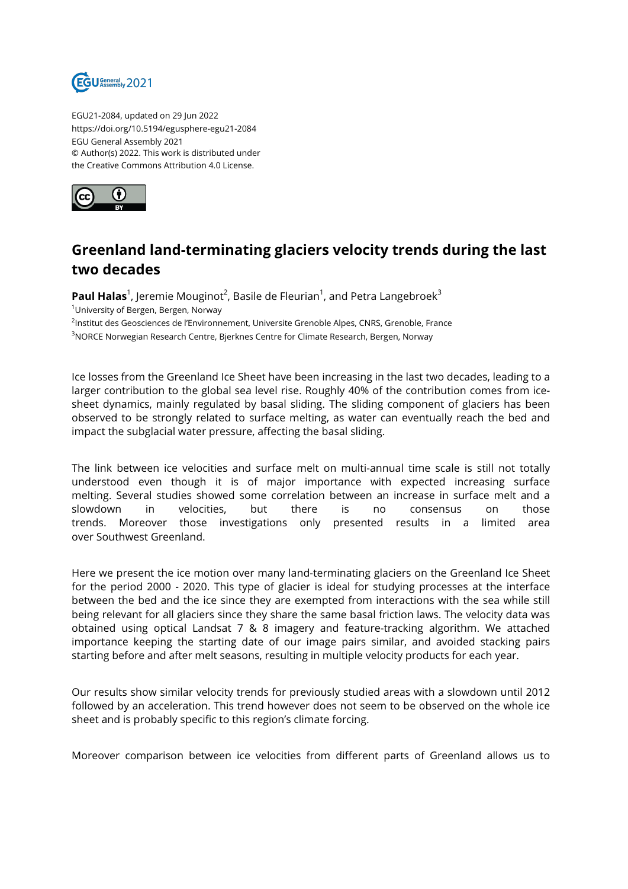EGU21-2084, updated on 29 Jun 2022
https://doi.org/10.5194/egusphere-egu21-2084
EGU General Assembly 2021
© Author(s) 2022. This work is distributed under
the Creative Commons Attribution 4.0 License.

# Greenland land-terminating glaciers velocity trends during the last two decades

**Paul Halas**[1], Jeremie Mouginot[2], Basile de Fleurian[1], and Petra Langebroek[3]

[1]University of Bergen, Bergen, Norway
[2]Institut des Geosciences de l'Environnement, Universite Grenoble Alpes, CNRS, Grenoble, France
[3]NORCE Norwegian Research Centre, Bjerknes Centre for Climate Research, Bergen, Norway

Ice losses from the Greenland Ice Sheet have been increasing in the last two decades, leading to a larger contribution to the global sea level rise. Roughly 40% of the contribution comes from ice-sheet dynamics, mainly regulated by basal sliding. The sliding component of glaciers has been observed to be strongly related to surface melting, as water can eventually reach the bed and impact the subglacial water pressure, affecting the basal sliding.

The link between ice velocities and surface melt on multi-annual time scale is still not totally understood even though it is of major importance with expected increasing surface melting. Several studies showed some correlation between an increase in surface melt and a slowdown in velocities, but there is no consensus on those trends. Moreover those investigations only presented results in a limited area over Southwest Greenland.

Here we present the ice motion over many land-terminating glaciers on the Greenland Ice Sheet for the period 2000 - 2020. This type of glacier is ideal for studying processes at the interface between the bed and the ice since they are exempted from interactions with the sea while still being relevant for all glaciers since they share the same basal friction laws. The velocity data was obtained using optical Landsat 7 & 8 imagery and feature-tracking algorithm. We attached importance keeping the starting date of our image pairs similar, and avoided stacking pairs starting before and after melt seasons, resulting in multiple velocity products for each year.

Our results show similar velocity trends for previously studied areas with a slowdown until 2012 followed by an acceleration. This trend however does not seem to be observed on the whole ice sheet and is probably specific to this region's climate forcing.

Moreover comparison between ice velocities from different parts of Greenland allows us to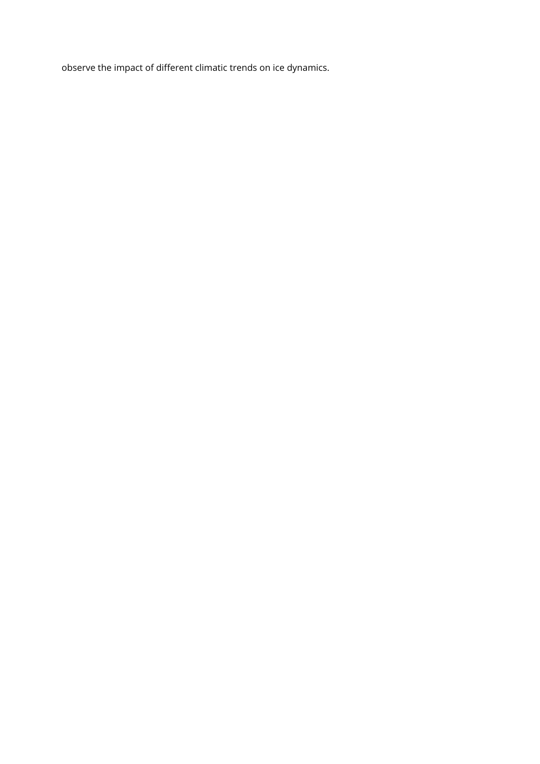observe the impact of different climatic trends on ice dynamics.